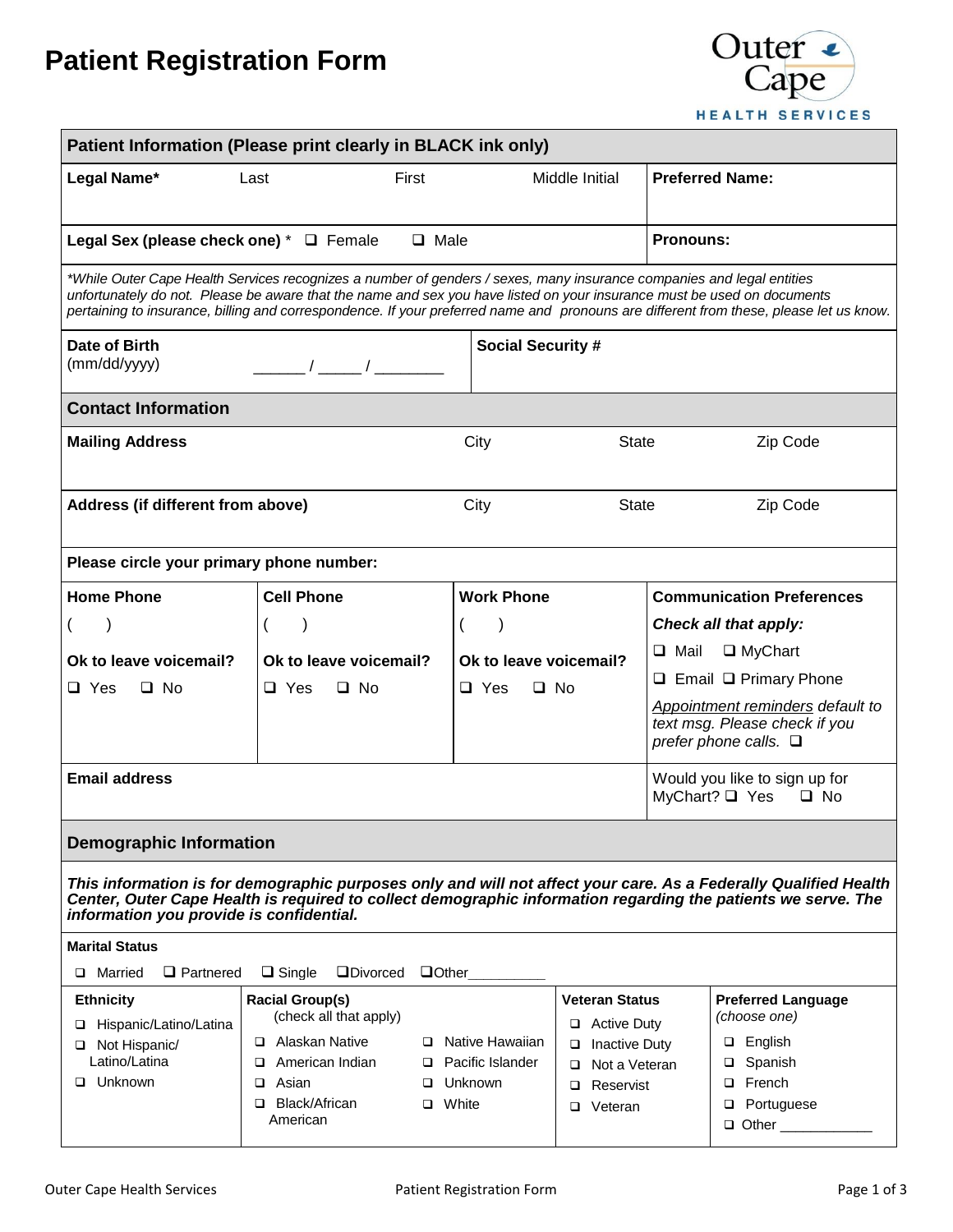# Patient Registration Form

Outer Cape HEALTH SERVICES

## Patient Information (Please print clearly in BLACK ink only)

| **Legal Name*** Last | First | Middle Initial | **Preferred Name:** |
|---|---|---|---|
| | | | |

**Legal Sex (please check one)** * ❑ Female ❑ Male

**Pronouns:**

*\*While Outer Cape Health Services recognizes a number of genders / sexes, many insurance companies and legal entities unfortunately do not. Please be aware that the name and sex you have listed on your insurance must be used on documents pertaining to insurance, billing and correspondence. If your preferred name and pronouns are different from these, please let us know.*

| **Date of Birth** (mm/dd/yyyy) ______ / _____ / ________ | **Social Security #** |
|---|---|

## Contact Information

| **Mailing Address** | City | State | Zip Code |
|---|---|---|---|
| | | | |
| **Address (if different from above)** | City | State | Zip Code |
| | | | |

**Please circle your primary phone number:**

| **Home Phone** | **Cell Phone** | **Work Phone** | **Communication Preferences** |
|---|---|---|---|
| ( ) | ( ) | ( ) | ***Check all that apply:*** |
| **Ok to leave voicemail?** | **Ok to leave voicemail?** | **Ok to leave voicemail?** | ❑ Mail ❑ MyChart |
| ❑ Yes ❑ No | ❑ Yes ❑ No | ❑ Yes ❑ No | ❑ Email ❑ Primary Phone |
| | | | *Appointment reminders default to text msg. Please check if you prefer phone calls.* ❑ |

| **Email address** | Would you like to sign up for MyChart? ❑ Yes ❑ No |
|---|---|

## Demographic Information

***This information is for demographic purposes only and will not affect your care. As a Federally Qualified Health Center, Outer Cape Health is required to collect demographic information regarding the patients we serve. The information you provide is confidential.***

**Marital Status**

❑ Married ❑ Partnered ❑ Single ❑ Divorced ❑ Other__________

| **Ethnicity** | **Racial Group(s)** (check all that apply) | | **Veteran Status** | **Preferred Language** *(choose one)* |
|---|---|---|---|---|
| ❑ Hispanic/Latino/Latina | ❑ Alaskan Native | ❑ Native Hawaiian | ❑ Active Duty | ❑ English |
| ❑ Not Hispanic/ Latino/Latina | ❑ American Indian | ❑ Pacific Islander | ❑ Inactive Duty | ❑ Spanish |
| ❑ Unknown | ❑ Asian | ❑ Unknown | ❑ Not a Veteran | ❑ French |
| | ❑ Black/African American | ❑ White | ❑ Reservist | ❑ Portuguese |
| | | | ❑ Veteran | ❑ Other ____________ |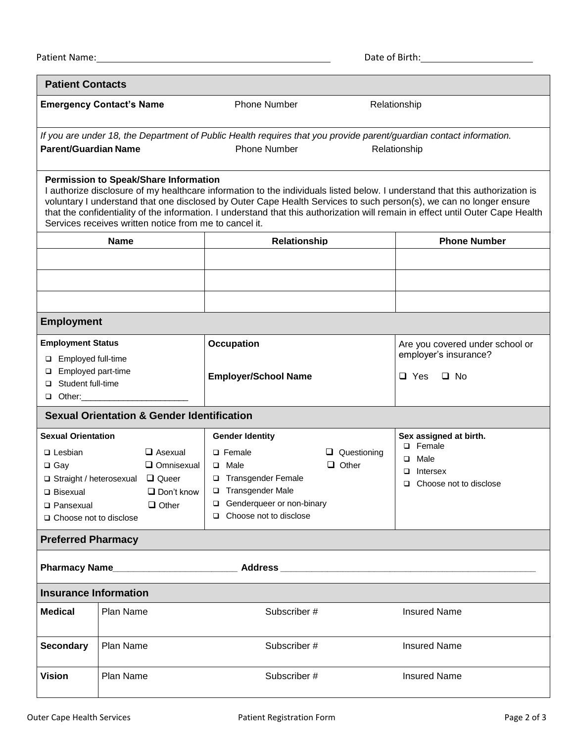Patient Name: \_\_\_\_\_\_\_\_\_\_\_\_\_\_\_\_\_\_\_\_ Date of Birth: \_\_\_\_\_\_\_\_\_\_\_\_

## Patient Contacts

| **Emergency Contact's Name** | Phone Number | Relationship |
|---|---|---|
| | | |

*If you are under 18, the Department of Public Health requires that you provide parent/guardian contact information.*

| **Parent/Guardian Name** | Phone Number | Relationship |
|---|---|---|
| | | |

**Permission to Speak/Share Information**
I authorize disclosure of my healthcare information to the individuals listed below. I understand that this authorization is voluntary I understand that one disclosed by Outer Cape Health Services to such person(s), we can no longer ensure that the confidentiality of the information. I understand that this authorization will remain in effect until Outer Cape Health Services receives written notice from me to cancel it.

| Name | Relationship | Phone Number |
|---|---|---|
| | | |
| | | |
| | | |

## Employment

| Employment Status | Occupation | Are you covered under school or employer's insurance? |
|---|---|---|
| ❑ Employed full-time<br>❑ Employed part-time<br>❑ Student full-time<br>❑ Other:\_\_\_\_\_\_\_\_\_\_\_\_\_\_\_\_\_\_\_\_\_\_ | **Employer/School Name** | ❑ Yes ❑ No |

## Sexual Orientation & Gender Identification

| Sexual Orientation | Gender Identity | Sex assigned at birth. |
|---|---|---|
| ❑ Lesbian<br>❑ Gay<br>❑ Straight / heterosexual<br>❑ Bisexual<br>❑ Pansexual<br>❑ Choose not to disclose<br>❑ Asexual<br>❑ Omnisexual<br>❑ Queer<br>❑ Don't know<br>❑ Other | ❑ Female<br>❑ Male<br>❑ Transgender Female<br>❑ Transgender Male<br>❑ Genderqueer or non-binary<br>❑ Choose not to disclose<br>❑ Questioning<br>❑ Other | ❑ Female<br>❑ Male<br>❑ Intersex<br>❑ Choose not to disclose |

## Preferred Pharmacy

**Pharmacy Name**\_\_\_\_\_\_\_\_\_\_\_\_\_\_\_\_\_\_\_\_\_\_\_\_ **Address** \_\_\_\_\_\_\_\_\_\_\_\_\_\_\_\_\_\_\_\_\_\_\_\_\_\_\_\_\_\_\_\_\_\_\_\_\_\_\_\_\_\_\_\_\_\_\_\_

## Insurance Information

| | | | |
|---|---|---|---|
| **Medical** | Plan Name | Subscriber # | Insured Name |
| **Secondary** | Plan Name | Subscriber # | Insured Name |
| **Vision** | Plan Name | Subscriber # | Insured Name |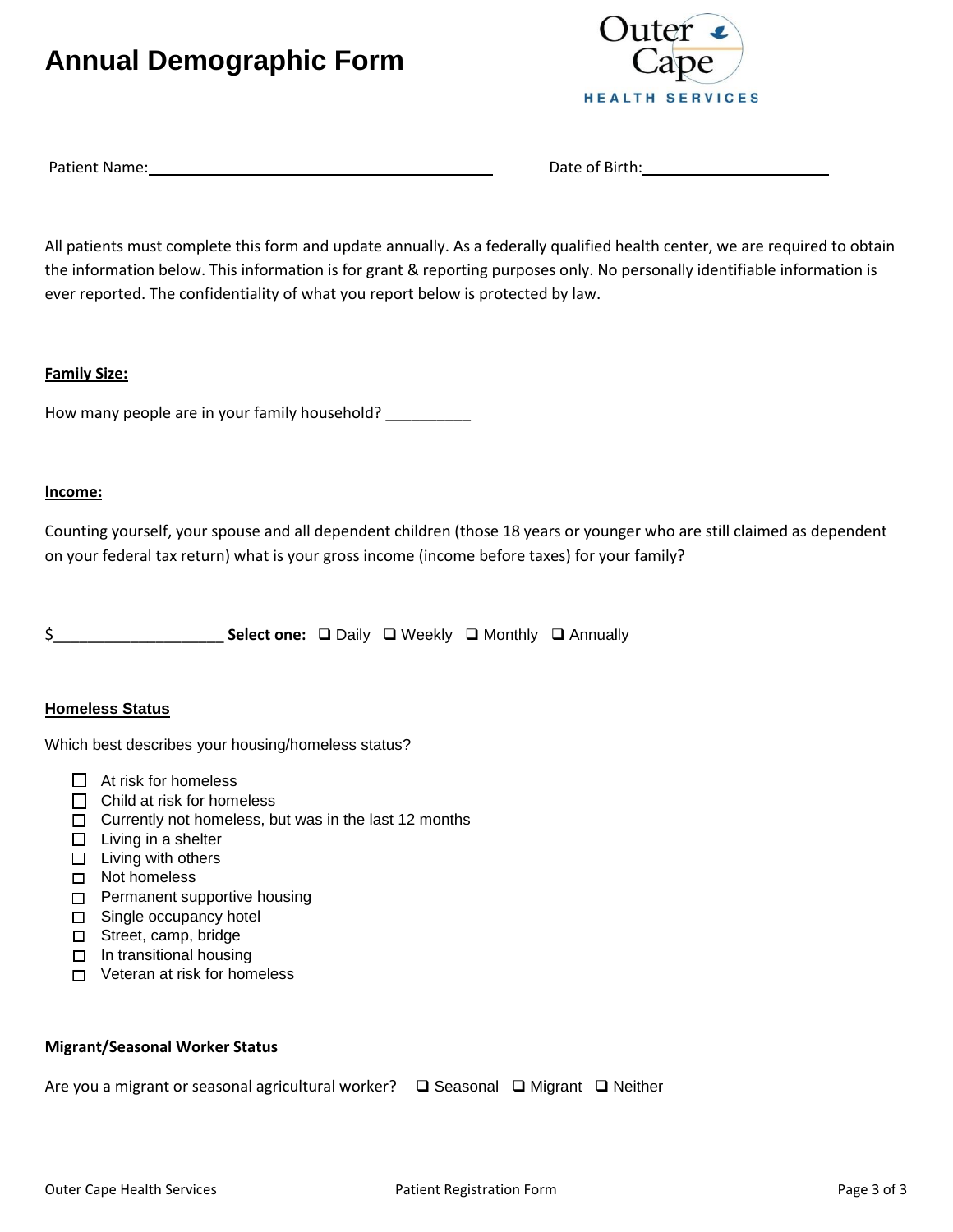# Annual Demographic Form

Outer Cape HEALTH SERVICES

Patient Name:\_\_\_\_\_\_\_\_\_\_\_\_\_\_\_\_\_\_\_\_\_\_\_\_\_\_\_\_\_\_\_\_\_\_\_\_ Date of Birth:\_\_\_\_\_\_\_\_\_\_\_\_\_\_\_\_\_\_\_\_

All patients must complete this form and update annually. As a federally qualified health center, we are required to obtain the information below. This information is for grant & reporting purposes only. No personally identifiable information is ever reported. The confidentiality of what you report below is protected by law.

**Family Size:**

How many people are in your family household? \_\_\_\_\_\_\_\_\_\_

**Income:**

Counting yourself, your spouse and all dependent children (those 18 years or younger who are still claimed as dependent on your federal tax return) what is your gross income (income before taxes) for your family?

$\_\_\_\_\_\_\_\_\_\_\_\_\_\_\_\_\_\_\_\_ **Select one:** ❑ Daily ❑ Weekly ❑ Monthly ❑ Annually

**Homeless Status**

Which best describes your housing/homeless status?

- ☐ At risk for homeless
- ☐ Child at risk for homeless
- ☐ Currently not homeless, but was in the last 12 months
- ☐ Living in a shelter
- ☐ Living with others
- ☐ Not homeless
- ☐ Permanent supportive housing
- ☐ Single occupancy hotel
- ☐ Street, camp, bridge
- ☐ In transitional housing
- ☐ Veteran at risk for homeless

**Migrant/Seasonal Worker Status**

Are you a migrant or seasonal agricultural worker? ❑ Seasonal ❑ Migrant ❑ Neither